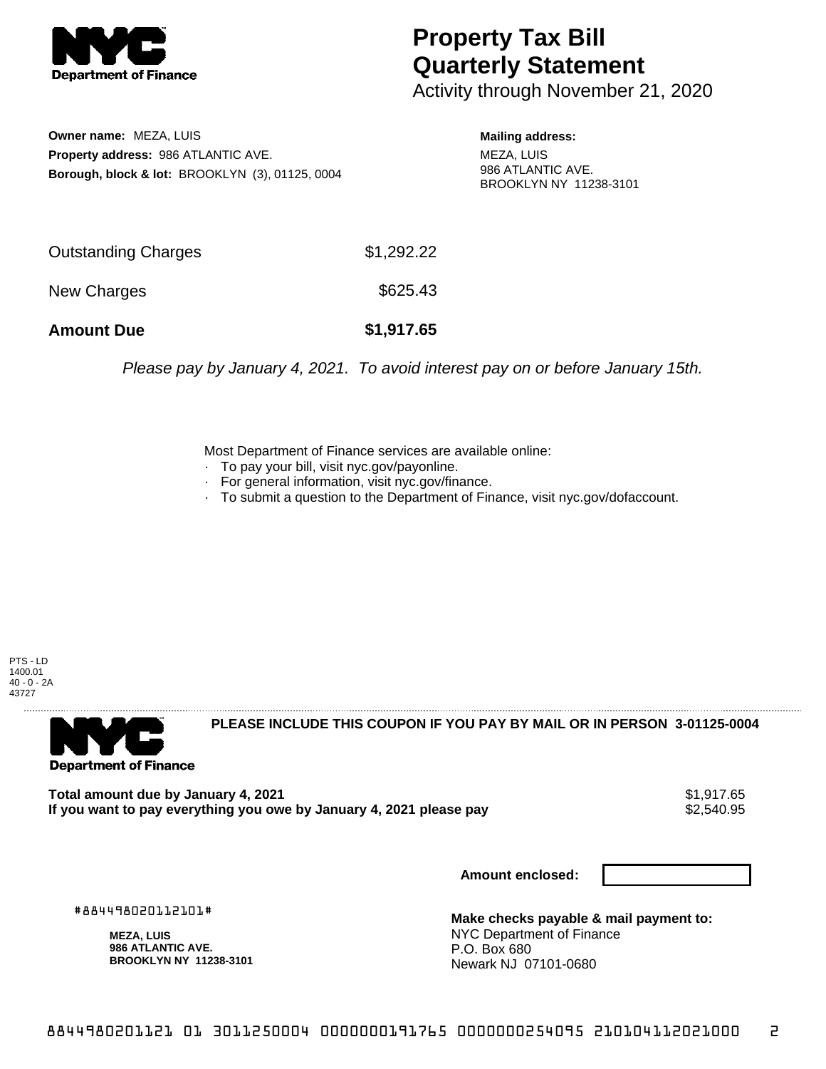# Property Tax Bill Quarterly Statement

Activity through November 21, 2020

**Owner name:** MEZA, LUIS
**Property address:** 986 ATLANTIC AVE.
**Borough, block & lot:** BROOKLYN (3), 01125, 0004

**Mailing address:**
MEZA, LUIS
986 ATLANTIC AVE.
BROOKLYN NY 11238-3101

| | |
|---|---|
| Outstanding Charges | $1,292.22 |
| New Charges | $625.43 |
| **Amount Due** | **$1,917.65** |

*Please pay by January 4, 2021. To avoid interest pay on or before January 15th.*

Most Department of Finance services are available online:
- To pay your bill, visit nyc.gov/payonline.
- For general information, visit nyc.gov/finance.
- To submit a question to the Department of Finance, visit nyc.gov/dofaccount.

PTS - LD
1400.01
40 - 0 - 2A
43727

**PLEASE INCLUDE THIS COUPON IF YOU PAY BY MAIL OR IN PERSON 3-01125-0004**

| | |
|---|---|
| **Total amount due by January 4, 2021** | $1,917.65 |
| **If you want to pay everything you owe by January 4, 2021 please pay** | $2,540.95 |

**Amount enclosed:**

#884498020112101#

**MEZA, LUIS**
**986 ATLANTIC AVE.**
**BROOKLYN NY 11238-3101**

**Make checks payable & mail payment to:**
NYC Department of Finance
P.O. Box 680
Newark NJ 07101-0680

8844980201121 01 3011250004 0000000191765 0000000254095 210104112021000 2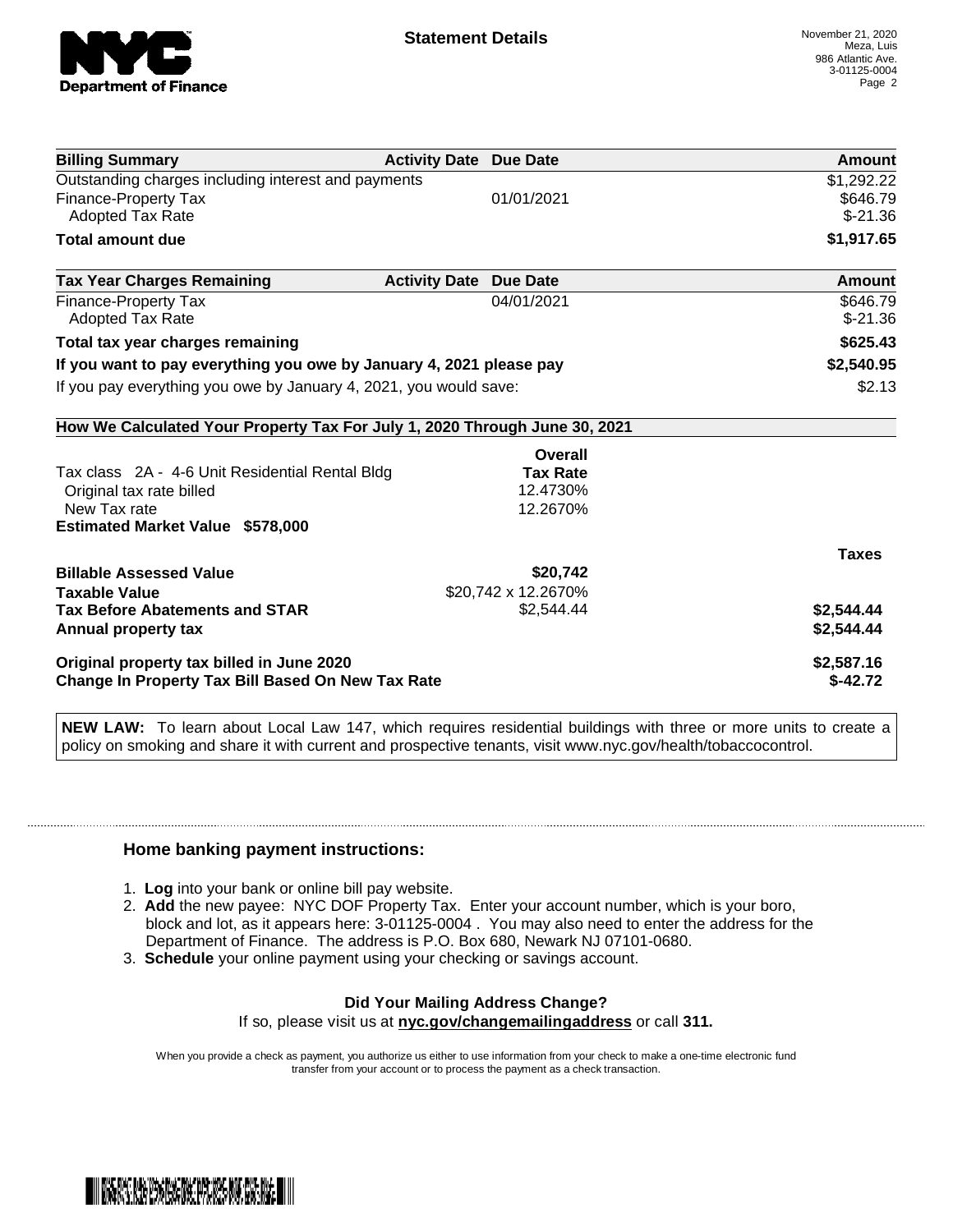**Statement Details**

November 21, 2020
Meza, Luis
986 Atlantic Ave.
3-01125-0004

| Billing Summary | Activity Date | Due Date | Amount |
| --- | --- | --- | --- |
| Outstanding charges including interest and payments | | | $1,292.22 |
| Finance-Property Tax | | 01/01/2021 | $646.79 |
| Adopted Tax Rate | | | $-21.36 |
| **Total amount due** | | | **$1,917.65** |

| Tax Year Charges Remaining | Activity Date | Due Date | Amount |
| --- | --- | --- | --- |
| Finance-Property Tax | | 04/01/2021 | $646.79 |
| Adopted Tax Rate | | | $-21.36 |
| **Total tax year charges remaining** | | | **$625.43** |
| **If you want to pay everything you owe by January 4, 2021 please pay** | | | **$2,540.95** |
| If you pay everything you owe by January 4, 2021, you would save: | | | $2.13 |

**How We Calculated Your Property Tax For July 1, 2020 Through June 30, 2021**

| | Overall Tax Rate | Taxes |
| --- | --- | --- |
| Tax class 2A - 4-6 Unit Residential Rental Bldg | | |
| Original tax rate billed | 12.4730% | |
| New Tax rate | 12.2670% | |
| **Estimated Market Value $578,000** | | |
| **Billable Assessed Value** | **$20,742** | |
| **Taxable Value** | $20,742 x 12.2670% | |
| **Tax Before Abatements and STAR** | $2,544.44 | **$2,544.44** |
| **Annual property tax** | | **$2,544.44** |
| **Original property tax billed in June 2020** | | **$2,587.16** |
| **Change In Property Tax Bill Based On New Tax Rate** | | **$-42.72** |

**NEW LAW:** To learn about Local Law 147, which requires residential buildings with three or more units to create a policy on smoking and share it with current and prospective tenants, visit www.nyc.gov/health/tobaccocontrol.

### Home banking payment instructions:

1. **Log** into your bank or online bill pay website.
2. **Add** the new payee: NYC DOF Property Tax. Enter your account number, which is your boro, block and lot, as it appears here: 3-01125-0004 . You may also need to enter the address for the Department of Finance. The address is P.O. Box 680, Newark NJ 07101-0680.
3. **Schedule** your online payment using your checking or savings account.

**Did Your Mailing Address Change?**

If so, please visit us at **nyc.gov/changemailingaddress** or call **311.**

When you provide a check as payment, you authorize us either to use information from your check to make a one-time electronic fund transfer from your account or to process the payment as a check transaction.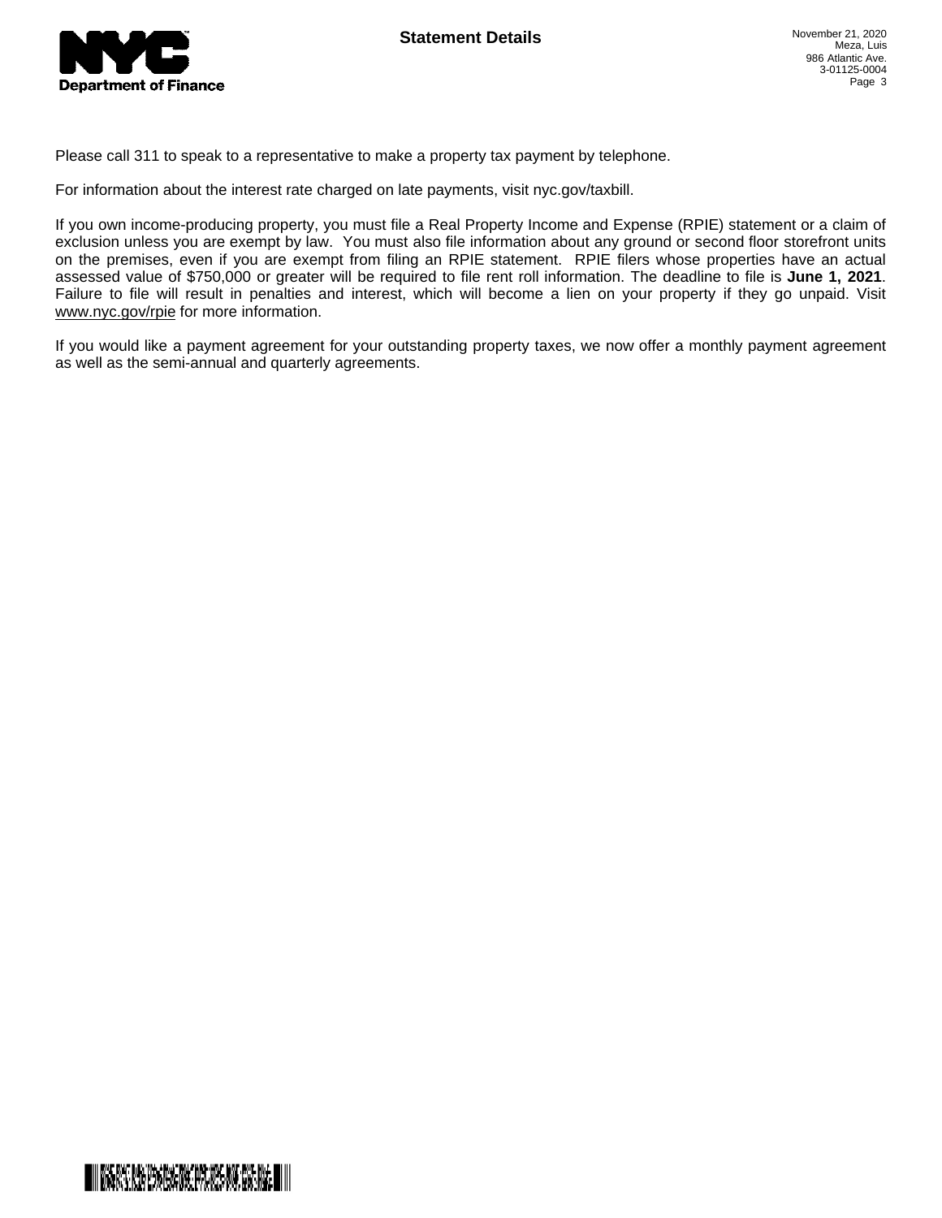Please call 311 to speak to a representative to make a property tax payment by telephone.

For information about the interest rate charged on late payments, visit nyc.gov/taxbill.

If you own income-producing property, you must file a Real Property Income and Expense (RPIE) statement or a claim of exclusion unless you are exempt by law. You must also file information about any ground or second floor storefront units on the premises, even if you are exempt from filing an RPIE statement. RPIE filers whose properties have an actual assessed value of $750,000 or greater will be required to file rent roll information. The deadline to file is **June 1, 2021**. Failure to file will result in penalties and interest, which will become a lien on your property if they go unpaid. Visit www.nyc.gov/rpie for more information.

If you would like a payment agreement for your outstanding property taxes, we now offer a monthly payment agreement as well as the semi-annual and quarterly agreements.